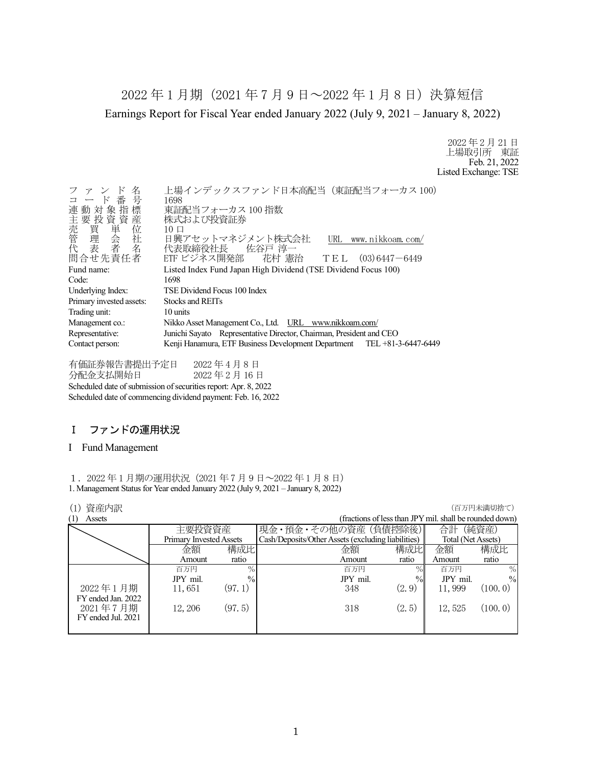# 2022 年 1 月期（2021 年 7 月 9 日～2022 年 1 月 8 日）決算短信

Earnings Report for Fiscal Year ended January 2022 (July 9, 2021 – January 8, 2022)

2022 年 2 月 21 日
上場取引所　東証
Feb. 21, 2022
Listed Exchange: TSE

| | |
|---|---|
| ファンド名 | 上場インデックスファンド日本高配当（東証配当フォーカス 100） |
| コード番号 | 1698 |
| 連動対象指標 | 東証配当フォーカス 100 指数 |
| 主要投資資産 | 株式および投資証券 |
| 売買単位 | 10 口 |
| 管理会社 | 日興アセットマネジメント株式会社　URL　www.nikkoam.com/ |
| 代表者名 | 代表取締役社長　佐谷戸 淳一 |
| 問合せ先責任者 | ETF ビジネス開発部　花村 憲治　ＴＥＬ　(03)6447－6449 |
| Fund name: | Listed Index Fund Japan High Dividend (TSE Dividend Focus 100) |
| Code: | 1698 |
| Underlying Index: | TSE Dividend Focus 100 Index |
| Primary invested assets: | Stocks and REITs |
| Trading unit: | 10 units |
| Management co.: | Nikko Asset Management Co., Ltd.　URL　www.nikkoam.com/ |
| Representative: | Junichi Sayato　Representative Director, Chairman, President and CEO |
| Contact person: | Kenji Hanamura, ETF Business Development Department　TEL +81-3-6447-6449 |

有価証券報告書提出予定日　2022 年 4 月 8 日
分配金支払開始日　2022 年 2 月 16 日
Scheduled date of submission of securities report: Apr. 8, 2022
Scheduled date of commencing dividend payment: Feb. 16, 2022

## Ⅰ　ファンドの運用状況

## I　Fund Management

### 1．2022 年 1 月期の運用状況（2021 年 7 月 9 日～2022 年 1 月 8 日）
1. Management Status for Year ended January 2022 (July 9, 2021 – January 8, 2022)

(1) 資産内訳
(1)　Assets

（百万円未満切捨て）
(fractions of less than JPY mil. shall be rounded down)

| | 主要投資資産 Primary Invested Assets | | 現金・預金・その他の資産（負債控除後） Cash/Deposits/Other Assets (excluding liabilities) | | 合計（純資産） Total (Net Assets) | |
|---|---|---|---|---|---|---|
| | 金額 Amount | 構成比 ratio | 金額 Amount | 構成比 ratio | 金額 Amount | 構成比 ratio |
| | 百万円 JPY mil. | % | 百万円 JPY mil. | % | 百万円 JPY mil. | % |
| 2022 年 1 月期 FY ended Jan. 2022 | 11,651 | (97.1) | 348 | (2.9) | 11,999 | (100.0) |
| 2021 年 7 月期 FY ended Jul. 2021 | 12,206 | (97.5) | 318 | (2.5) | 12,525 | (100.0) |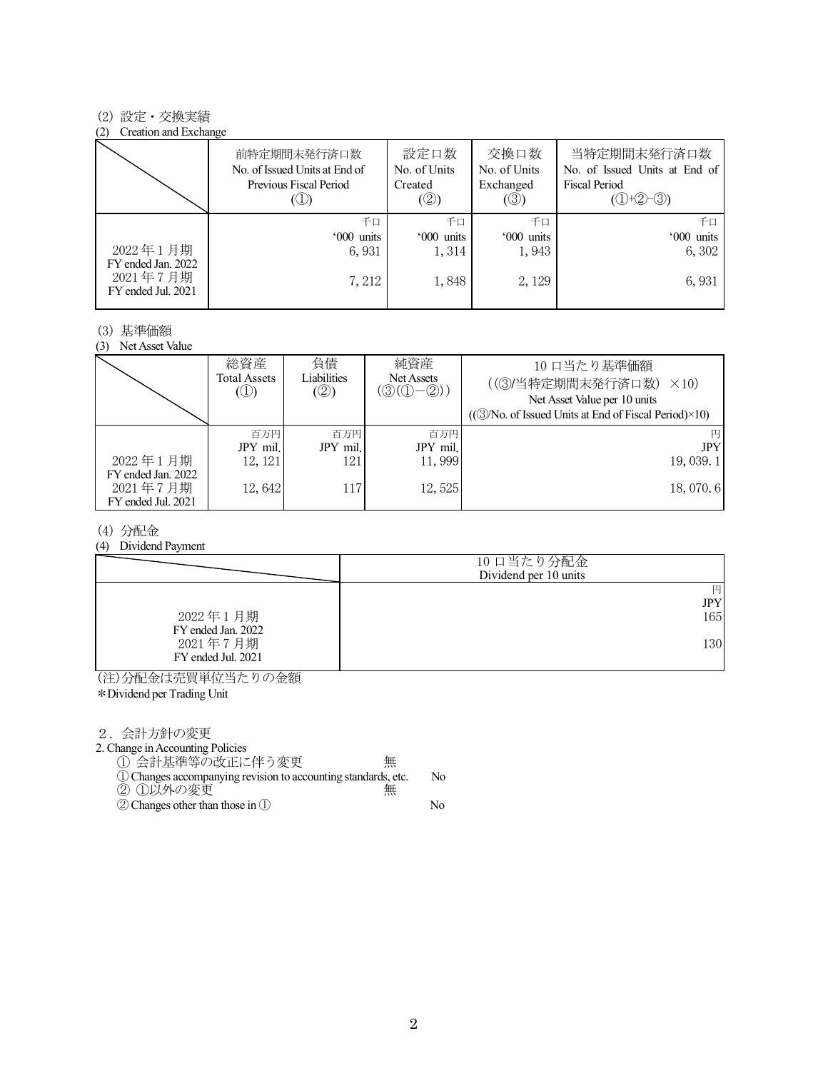(2) 設定・交換実績

(2) Creation and Exchange

| | 前特定期間末発行済口数<br>No. of Issued Units at End of Previous Fiscal Period<br>(①) | 設定口数<br>No. of Units Created<br>(②) | 交換口数<br>No. of Units Exchanged<br>(③) | 当特定期間末発行済口数<br>No. of Issued Units at End of Fiscal Period<br>(①+②−③) |
|---|---|---|---|---|
| | 千口<br>'000 units | 千口<br>'000 units | 千口<br>'000 units | 千口<br>'000 units |
| 2022 年 1 月期<br>FY ended Jan. 2022 | 6, 931 | 1, 314 | 1, 943 | 6, 302 |
| 2021 年 7 月期<br>FY ended Jul. 2021 | 7, 212 | 1, 848 | 2, 129 | 6, 931 |

(3) 基準価額

(3) Net Asset Value

| | 総資産<br>Total Assets<br>(①) | 負債<br>Liabilities<br>(②) | 純資産<br>Net Assets<br>(③(①−②)) | 10 口当たり基準価額<br>((③/当特定期間末発行済口数) ×10)<br>Net Asset Value per 10 units<br>((③/No. of Issued Units at End of Fiscal Period)×10) |
|---|---|---|---|---|
| | 百万円<br>JPY mil. | 百万円<br>JPY mil. | 百万円<br>JPY mil. | 円<br>JPY |
| 2022 年 1 月期<br>FY ended Jan. 2022 | 12, 121 | 121 | 11, 999 | 19, 039. 1 |
| 2021 年 7 月期<br>FY ended Jul. 2021 | 12, 642 | 117 | 12, 525 | 18, 070. 6 |

(4) 分配金

(4) Dividend Payment

| | 10 口当たり分配金<br>Dividend per 10 units |
|---|---|
| | 円<br>JPY |
| 2022 年 1 月期<br>FY ended Jan. 2022 | 165 |
| 2021 年 7 月期<br>FY ended Jul. 2021 | 130 |

(注)分配金は売買単位当たりの金額

*Dividend per Trading Unit

2．会計方針の変更

2. Change in Accounting Policies

① 会計基準等の改正に伴う変更　無

① Changes accompanying revision to accounting standards, etc.　No

② ①以外の変更　無

② Changes other than those in ①　No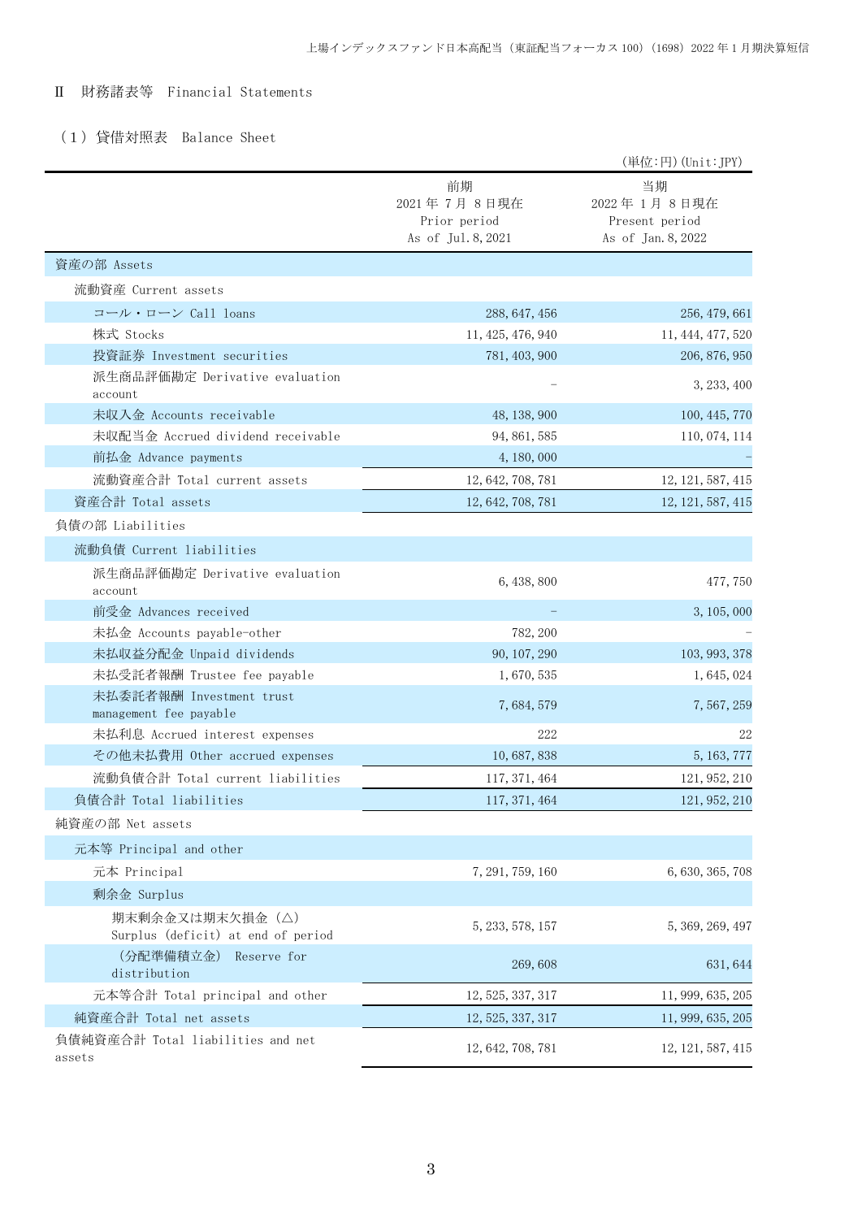## Ⅱ　財務諸表等　Financial Statements

### （１）貸借対照表　Balance Sheet

（単位：円）(Unit：JPY)

| | 前期<br>2021年７月８日現在<br>Prior period<br>As of Jul.8,2021 | 当期<br>2022年１月８日現在<br>Present period<br>As of Jan.8,2022 |
|---|---|---|
| 資産の部 Assets | | |
| 流動資産 Current assets | | |
| コール・ローン Call loans | 288,647,456 | 256,479,661 |
| 株式 Stocks | 11,425,476,940 | 11,444,477,520 |
| 投資証券 Investment securities | 781,403,900 | 206,876,950 |
| 派生商品評価勘定 Derivative evaluation account | － | 3,233,400 |
| 未収入金 Accounts receivable | 48,138,900 | 100,445,770 |
| 未収配当金 Accrued dividend receivable | 94,861,585 | 110,074,114 |
| 前払金 Advance payments | 4,180,000 | － |
| 流動資産合計 Total current assets | 12,642,708,781 | 12,121,587,415 |
| 資産合計 Total assets | 12,642,708,781 | 12,121,587,415 |
| 負債の部 Liabilities | | |
| 流動負債 Current liabilities | | |
| 派生商品評価勘定 Derivative evaluation account | 6,438,800 | 477,750 |
| 前受金 Advances received | － | 3,105,000 |
| 未払金 Accounts payable-other | 782,200 | － |
| 未払収益分配金 Unpaid dividends | 90,107,290 | 103,993,378 |
| 未払受託者報酬 Trustee fee payable | 1,670,535 | 1,645,024 |
| 未払委託者報酬 Investment trust management fee payable | 7,684,579 | 7,567,259 |
| 未払利息 Accrued interest expenses | 222 | 22 |
| その他未払費用 Other accrued expenses | 10,687,838 | 5,163,777 |
| 流動負債合計 Total current liabilities | 117,371,464 | 121,952,210 |
| 負債合計 Total liabilities | 117,371,464 | 121,952,210 |
| 純資産の部 Net assets | | |
| 元本等 Principal and other | | |
| 元本 Principal | 7,291,759,160 | 6,630,365,708 |
| 剰余金 Surplus | | |
| 期末剰余金又は期末欠損金（△） Surplus (deficit) at end of period | 5,233,578,157 | 5,369,269,497 |
| （分配準備積立金） Reserve for distribution | 269,608 | 631,644 |
| 元本等合計 Total principal and other | 12,525,337,317 | 11,999,635,205 |
| 純資産合計 Total net assets | 12,525,337,317 | 11,999,635,205 |
| 負債純資産合計 Total liabilities and net assets | 12,642,708,781 | 12,121,587,415 |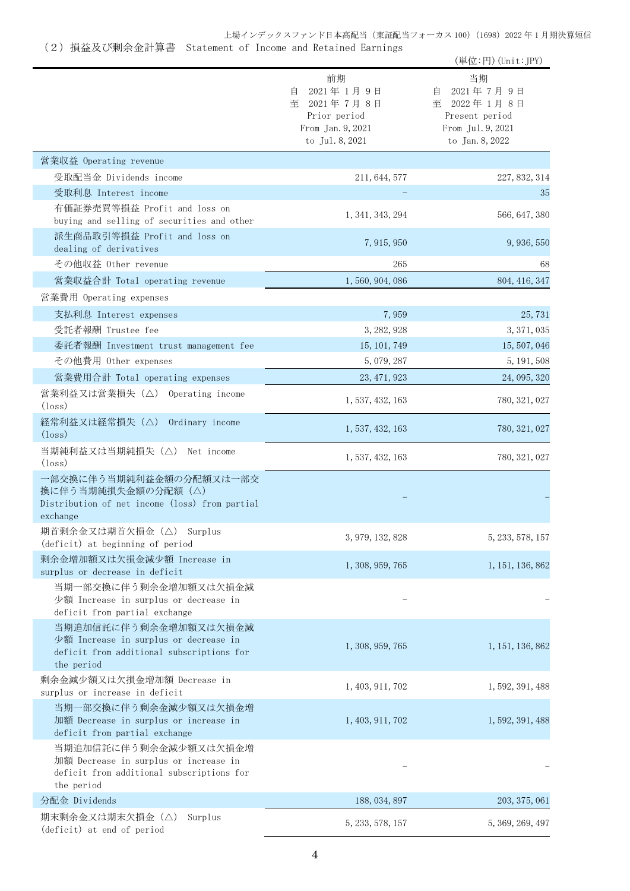## （２）損益及び剰余金計算書　Statement of Income and Retained Earnings

（単位：円）(Unit：JPY)

| | 前期<br>自　2021年１月９日<br>至　2021年７月８日<br>Prior period<br>From Jan. 9, 2021<br>to Jul. 8, 2021 | 当期<br>自　2021年７月９日<br>至　2022年１月８日<br>Present period<br>From Jul. 9, 2021<br>to Jan. 8, 2022 |
|---|---|---|
| 営業収益 Operating revenue | | |
| 受取配当金 Dividends income | 211, 644, 577 | 227, 832, 314 |
| 受取利息 Interest income | － | 35 |
| 有価証券売買等損益 Profit and loss on buying and selling of securities and other | 1, 341, 343, 294 | 566, 647, 380 |
| 派生商品取引等損益 Profit and loss on dealing of derivatives | 7, 915, 950 | 9, 936, 550 |
| その他収益 Other revenue | 265 | 68 |
| 営業収益合計 Total operating revenue | 1, 560, 904, 086 | 804, 416, 347 |
| 営業費用 Operating expenses | | |
| 支払利息 Interest expenses | 7, 959 | 25, 731 |
| 受託者報酬 Trustee fee | 3, 282, 928 | 3, 371, 035 |
| 委託者報酬 Investment trust management fee | 15, 101, 749 | 15, 507, 046 |
| その他費用 Other expenses | 5, 079, 287 | 5, 191, 508 |
| 営業費用合計 Total operating expenses | 23, 471, 923 | 24, 095, 320 |
| 営業利益又は営業損失（△） Operating income (loss) | 1, 537, 432, 163 | 780, 321, 027 |
| 経常利益又は経常損失（△） Ordinary income (loss) | 1, 537, 432, 163 | 780, 321, 027 |
| 当期純利益又は当期純損失（△） Net income (loss) | 1, 537, 432, 163 | 780, 321, 027 |
| 一部交換に伴う当期純利益金額の分配額又は一部交換に伴う当期純損失金額の分配額（△） Distribution of net income (loss) from partial exchange | － | － |
| 期首剰余金又は期首欠損金（△） Surplus (deficit) at beginning of period | 3, 979, 132, 828 | 5, 233, 578, 157 |
| 剰余金増加額又は欠損金減少額 Increase in surplus or decrease in deficit | 1, 308, 959, 765 | 1, 151, 136, 862 |
| 当期一部交換に伴う剰余金増加額又は欠損金減少額 Increase in surplus or decrease in deficit from partial exchange | － | － |
| 当期追加信託に伴う剰余金増加額又は欠損金減少額 Increase in surplus or decrease in deficit from additional subscriptions for the period | 1, 308, 959, 765 | 1, 151, 136, 862 |
| 剰余金減少額又は欠損金増加額 Decrease in surplus or increase in deficit | 1, 403, 911, 702 | 1, 592, 391, 488 |
| 当期一部交換に伴う剰余金減少額又は欠損金増加額 Decrease in surplus or increase in deficit from partial exchange | 1, 403, 911, 702 | 1, 592, 391, 488 |
| 当期追加信託に伴う剰余金減少額又は欠損金増加額 Decrease in surplus or increase in deficit from additional subscriptions for the period | － | － |
| 分配金 Dividends | 188, 034, 897 | 203, 375, 061 |
| 期末剰余金又は期末欠損金（△） Surplus (deficit) at end of period | 5, 233, 578, 157 | 5, 369, 269, 497 |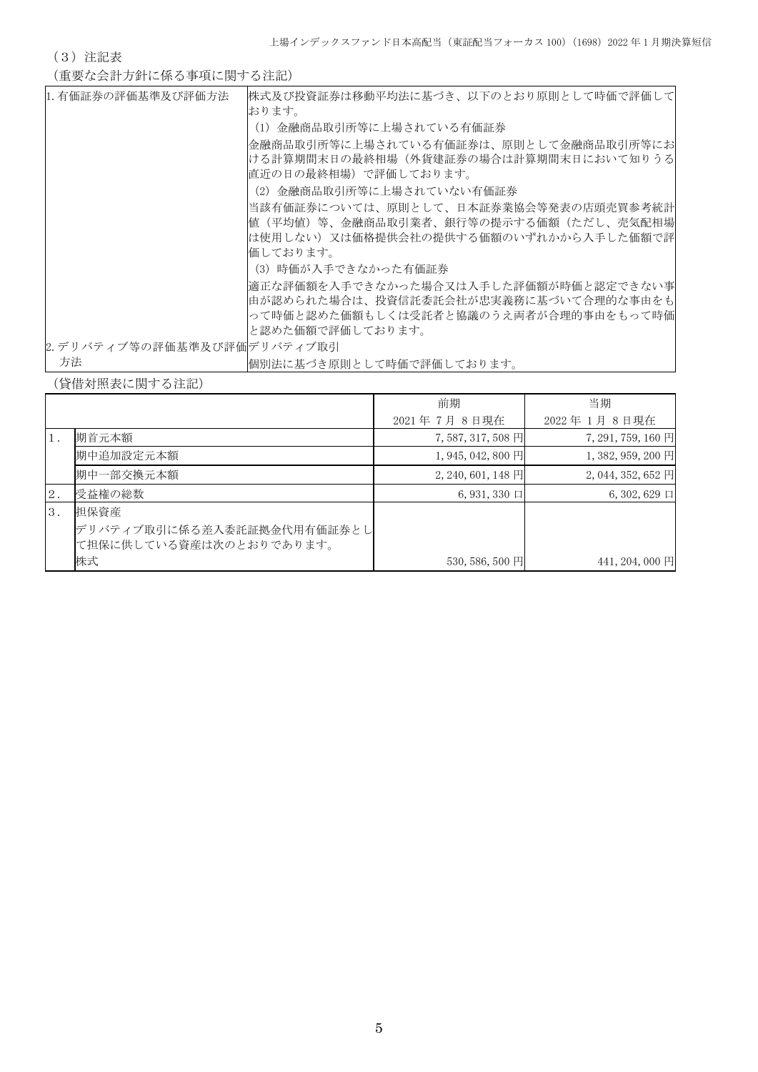（3）注記表

（重要な会計方針に係る事項に関する注記）

| | |
|---|---|
| 1. 有価証券の評価基準及び評価方法 | 株式及び投資証券は移動平均法に基づき、以下のとおり原則として時価で評価しております。<br>（1）金融商品取引所等に上場されている有価証券<br>金融商品取引所等に上場されている有価証券は、原則として金融商品取引所等における計算期間末日の最終相場（外貨建証券の場合は計算期間末日において知りうる直近の日の最終相場）で評価しております。<br>（2）金融商品取引所等に上場されていない有価証券<br>当該有価証券については、原則として、日本証券業協会等発表の店頭売買参考統計値（平均値）等、金融商品取引業者、銀行等の提示する価額（ただし、売気配相場は使用しない）又は価格提供会社の提供する価額のいずれかから入手した価額で評価しております。<br>（3）時価が入手できなかった有価証券<br>適正な評価額を入手できなかった場合又は入手した評価額が時価と認定できない事由が認められた場合は、投資信託委託会社が忠実義務に基づいて合理的な事由をもって時価と認めた価額もしくは受託者と協議のうえ両者が合理的事由をもって時価と認めた価額で評価しております。 |
| 2. デリバティブ等の評価基準及び評価方法 | デリバティブ取引<br>個別法に基づき原則として時価で評価しております。 |

（貸借対照表に関する注記）

| | | 前期<br>2021 年 7 月 8 日現在 | 当期<br>2022 年 1 月 8 日現在 |
|---|---|---|---|
| 1. | 期首元本額 | 7,587,317,508 円 | 7,291,759,160 円 |
| | 期中追加設定元本額 | 1,945,042,800 円 | 1,382,959,200 円 |
| | 期中一部交換元本額 | 2,240,601,148 円 | 2,044,352,652 円 |
| 2. | 受益権の総数 | 6,931,330 口 | 6,302,629 口 |
| 3. | 担保資産<br>デリバティブ取引に係る差入委託証拠金代用有価証券として担保に供している資産は次のとおりであります。 | | |
| | 株式 | 530,586,500 円 | 441,204,000 円 |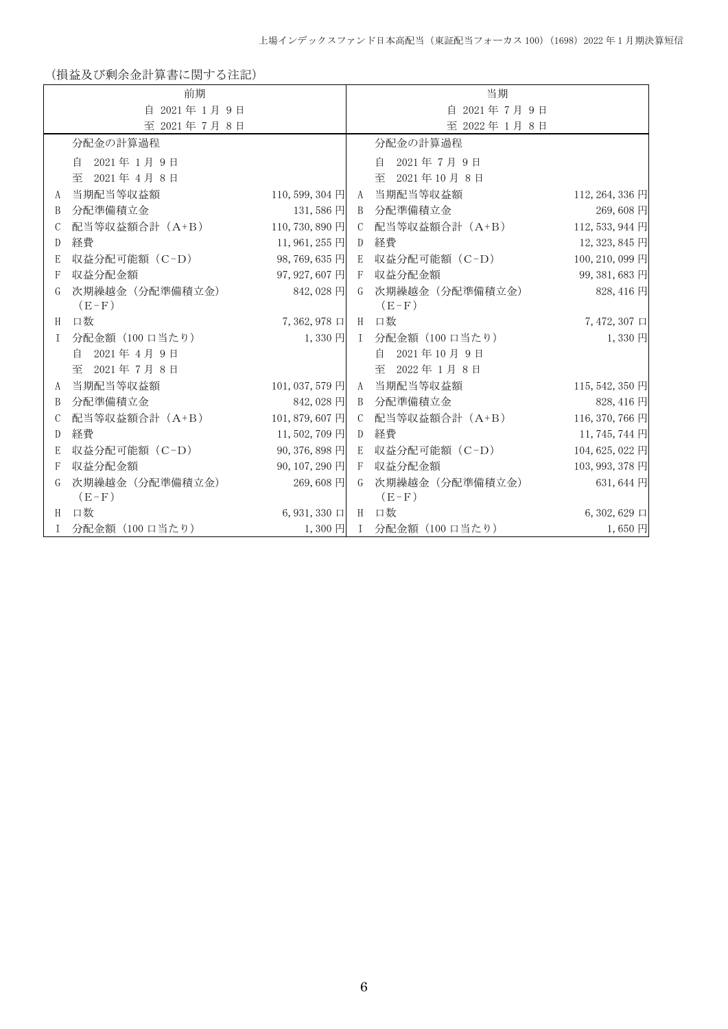（損益及び剰余金計算書に関する注記）

| 前期<br>自 2021年 1月 9日<br>至 2021年 7月 8日 | | | 当期<br>自 2021年 7月 9日<br>至 2022年 1月 8日 | | |
|---|---|---|---|---|---|
| | 分配金の計算過程 | | | 分配金の計算過程 | |
| | 自　2021年 1月 9日<br>至　2021年 4月 8日 | | | 自　2021年 7月 9日<br>至　2021年10月 8日 | |
| A | 当期配当等収益額 | 110,599,304円 | A | 当期配当等収益額 | 112,264,336円 |
| B | 分配準備積立金 | 131,586円 | B | 分配準備積立金 | 269,608円 |
| C | 配当等収益額合計（A+B） | 110,730,890円 | C | 配当等収益額合計（A+B） | 112,533,944円 |
| D | 経費 | 11,961,255円 | D | 経費 | 12,323,845円 |
| E | 収益分配可能額（C-D） | 98,769,635円 | E | 収益分配可能額（C-D） | 100,210,099円 |
| F | 収益分配金額 | 97,927,607円 | F | 収益分配金額 | 99,381,683円 |
| G | 次期繰越金（分配準備積立金）（E-F） | 842,028円 | G | 次期繰越金（分配準備積立金）（E-F） | 828,416円 |
| H | 口数 | 7,362,978口 | H | 口数 | 7,472,307口 |
| I | 分配金額（100口当たり） | 1,330円 | I | 分配金額（100口当たり） | 1,330円 |
| | 自　2021年 4月 9日<br>至　2021年 7月 8日 | | | 自　2021年10月 9日<br>至　2022年 1月 8日 | |
| A | 当期配当等収益額 | 101,037,579円 | A | 当期配当等収益額 | 115,542,350円 |
| B | 分配準備積立金 | 842,028円 | B | 分配準備積立金 | 828,416円 |
| C | 配当等収益額合計（A+B） | 101,879,607円 | C | 配当等収益額合計（A+B） | 116,370,766円 |
| D | 経費 | 11,502,709円 | D | 経費 | 11,745,744円 |
| E | 収益分配可能額（C-D） | 90,376,898円 | E | 収益分配可能額（C-D） | 104,625,022円 |
| F | 収益分配金額 | 90,107,290円 | F | 収益分配金額 | 103,993,378円 |
| G | 次期繰越金（分配準備積立金）（E-F） | 269,608円 | G | 次期繰越金（分配準備積立金）（E-F） | 631,644円 |
| H | 口数 | 6,931,330口 | H | 口数 | 6,302,629口 |
| I | 分配金額（100口当たり） | 1,300円 | I | 分配金額（100口当たり） | 1,650円 |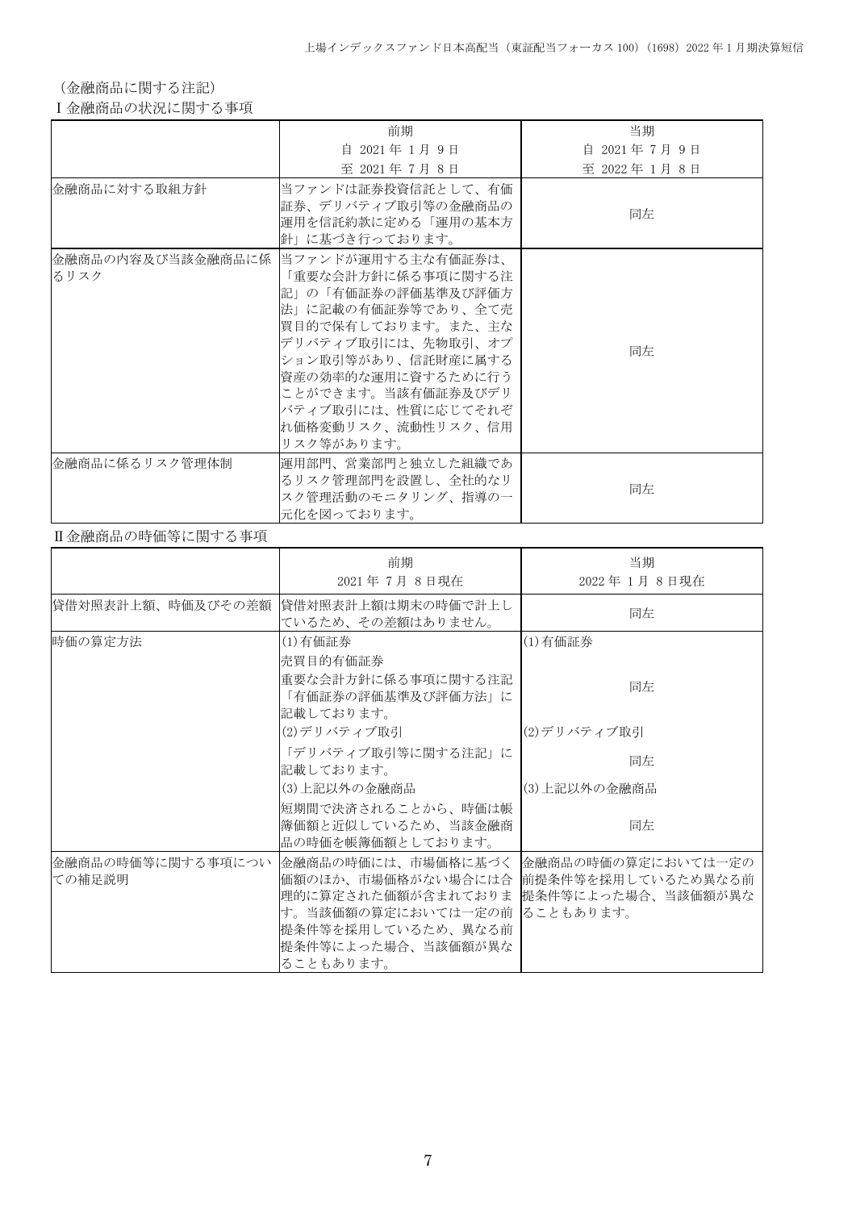（金融商品に関する注記）

Ⅰ金融商品の状況に関する事項

| | 前期<br>自 2021年1月9日<br>至 2021年7月8日 | 当期<br>自 2021年7月9日<br>至 2022年1月8日 |
|---|---|---|
| 金融商品に対する取組方針 | 当ファンドは証券投資信託として、有価証券、デリバティブ取引等の金融商品の運用を信託約款に定める「運用の基本方針」に基づき行っております。 | 同左 |
| 金融商品の内容及び当該金融商品に係るリスク | 当ファンドが運用する主な有価証券は、「重要な会計方針に係る事項に関する注記」の「有価証券の評価基準及び評価方法」に記載の有価証券等であり、全て売買目的で保有しております。また、主なデリバティブ取引には、先物取引、オプション取引等があり、信託財産に属する資産の効率的な運用に資するために行うことができます。当該有価証券及びデリバティブ取引には、性質に応じてそれぞれ価格変動リスク、流動性リスク、信用リスク等があります。 | 同左 |
| 金融商品に係るリスク管理体制 | 運用部門、営業部門と独立した組織であるリスク管理部門を設置し、全社的なリスク管理活動のモニタリング、指導の一元化を図っております。 | 同左 |

Ⅱ金融商品の時価等に関する事項

| | 前期<br>2021年7月8日現在 | 当期<br>2022年1月8日現在 |
|---|---|---|
| 貸借対照表計上額、時価及びその差額 | 貸借対照表計上額は期末の時価で計上しているため、その差額はありません。 | 同左 |
| 時価の算定方法 | (1)有価証券<br>売買目的有価証券<br>重要な会計方針に係る事項に関する注記「有価証券の評価基準及び評価方法」に記載しております。<br>(2)デリバティブ取引<br>「デリバティブ取引等に関する注記」に記載しております。<br>(3)上記以外の金融商品<br>短期間で決済されることから、時価は帳簿価額と近似しているため、当該金融商品の時価を帳簿価額としております。 | (1)有価証券<br>同左<br>(2)デリバティブ取引<br>同左<br>(3)上記以外の金融商品<br>同左 |
| 金融商品の時価等に関する事項についての補足説明 | 金融商品の時価には、市場価格に基づく価額のほか、市場価格がない場合には合理的に算定された価額が含まれております。当該価額の算定においては一定の前提条件等を採用しているため、異なる前提条件等によった場合、当該価額が異なることもあります。 | 金融商品の時価の算定においては一定の前提条件等を採用しているため異なる前提条件等によった場合、当該価額が異なることもあります。 |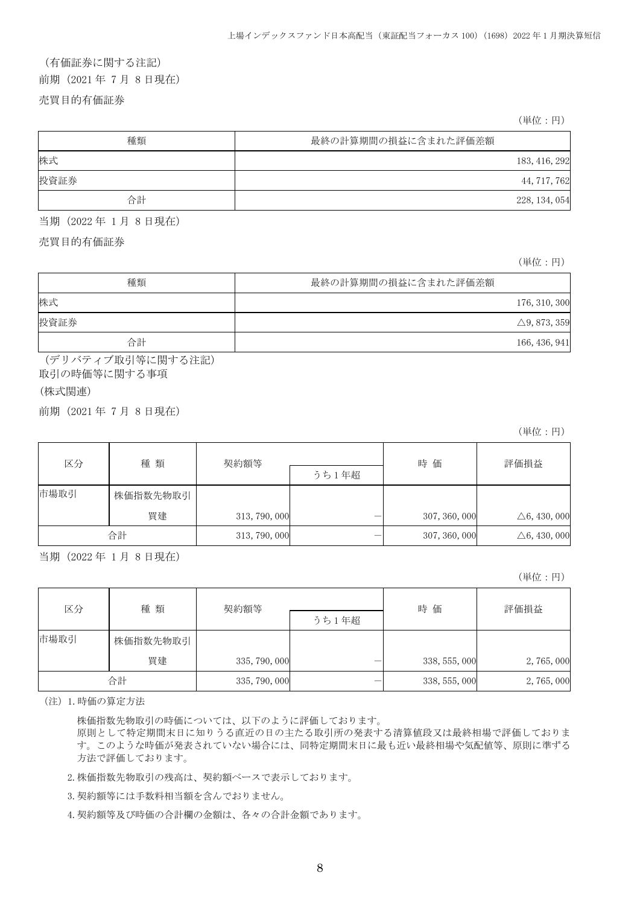（有価証券に関する注記）

前期（2021年 7月 8日現在）

売買目的有価証券

（単位：円）

| 種類 | 最終の計算期間の損益に含まれた評価差額 |
| --- | --- |
| 株式 | 183, 416, 292 |
| 投資証券 | 44, 717, 762 |
| 合計 | 228, 134, 054 |

当期（2022年 1月 8日現在）

売買目的有価証券

（単位：円）

| 種類 | 最終の計算期間の損益に含まれた評価差額 |
| --- | --- |
| 株式 | 176, 310, 300 |
| 投資証券 | △9, 873, 359 |
| 合計 | 166, 436, 941 |

（デリバティブ取引等に関する注記）

取引の時価等に関する事項

（株式関連）

前期（2021年 7月 8日現在）

（単位：円）

| 区分 | 種 類 | 契約額等 | | 時 価 | 評価損益 |
| --- | --- | --- | --- | --- | --- |
| | | | うち1年超 | | |
| 市場取引 | 株価指数先物取引 | | | | |
| | 買建 | 313, 790, 000 | － | 307, 360, 000 | △6, 430, 000 |
| 合計 | | 313, 790, 000 | － | 307, 360, 000 | △6, 430, 000 |

当期（2022年 1月 8日現在）

（単位：円）

| 区分 | 種 類 | 契約額等 | | 時 価 | 評価損益 |
| --- | --- | --- | --- | --- | --- |
| | | | うち1年超 | | |
| 市場取引 | 株価指数先物取引 | | | | |
| | 買建 | 335, 790, 000 | － | 338, 555, 000 | 2, 765, 000 |
| 合計 | | 335, 790, 000 | － | 338, 555, 000 | 2, 765, 000 |

（注）1. 時価の算定方法

株価指数先物取引の時価については、以下のように評価しております。
原則として特定期間末日に知りうる直近の日の主たる取引所の発表する清算値段又は最終相場で評価しております。このような時価が発表されていない場合には、同特定期間末日に最も近い最終相場や気配値等、原則に準ずる方法で評価しております。

2. 株価指数先物取引の残高は、契約額ベースで表示しております。

3. 契約額等には手数料相当額を含んでおりません。

4. 契約額等及び時価の合計欄の金額は、各々の合計金額であります。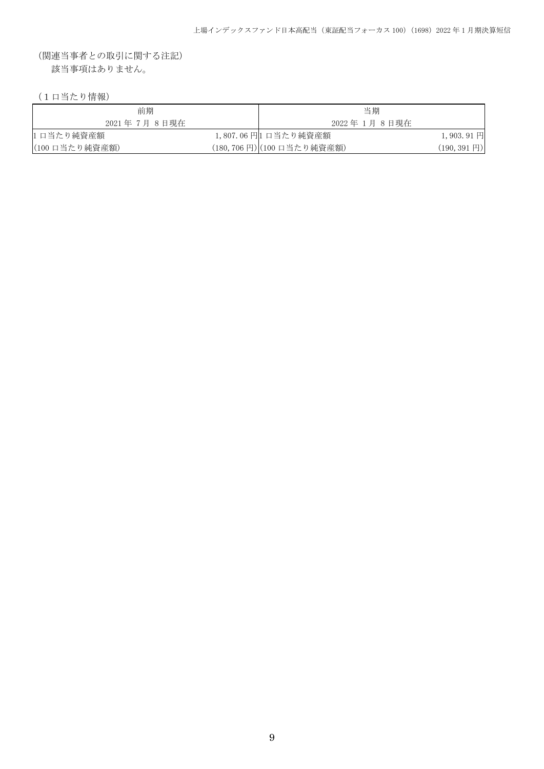（関連当事者との取引に関する注記）

該当事項はありません。

（１口当たり情報）

| 前期 | | 当期 | |
|---|---|---|---|
| 2021 年 7 月 8 日現在 | | 2022 年 1 月 8 日現在 | |
| 1 口当たり純資産額 | 1,807.06 円 | 1 口当たり純資産額 | 1,903.91 円 |
| (100 口当たり純資産額) | (180,706 円) | (100 口当たり純資産額) | (190,391 円) |